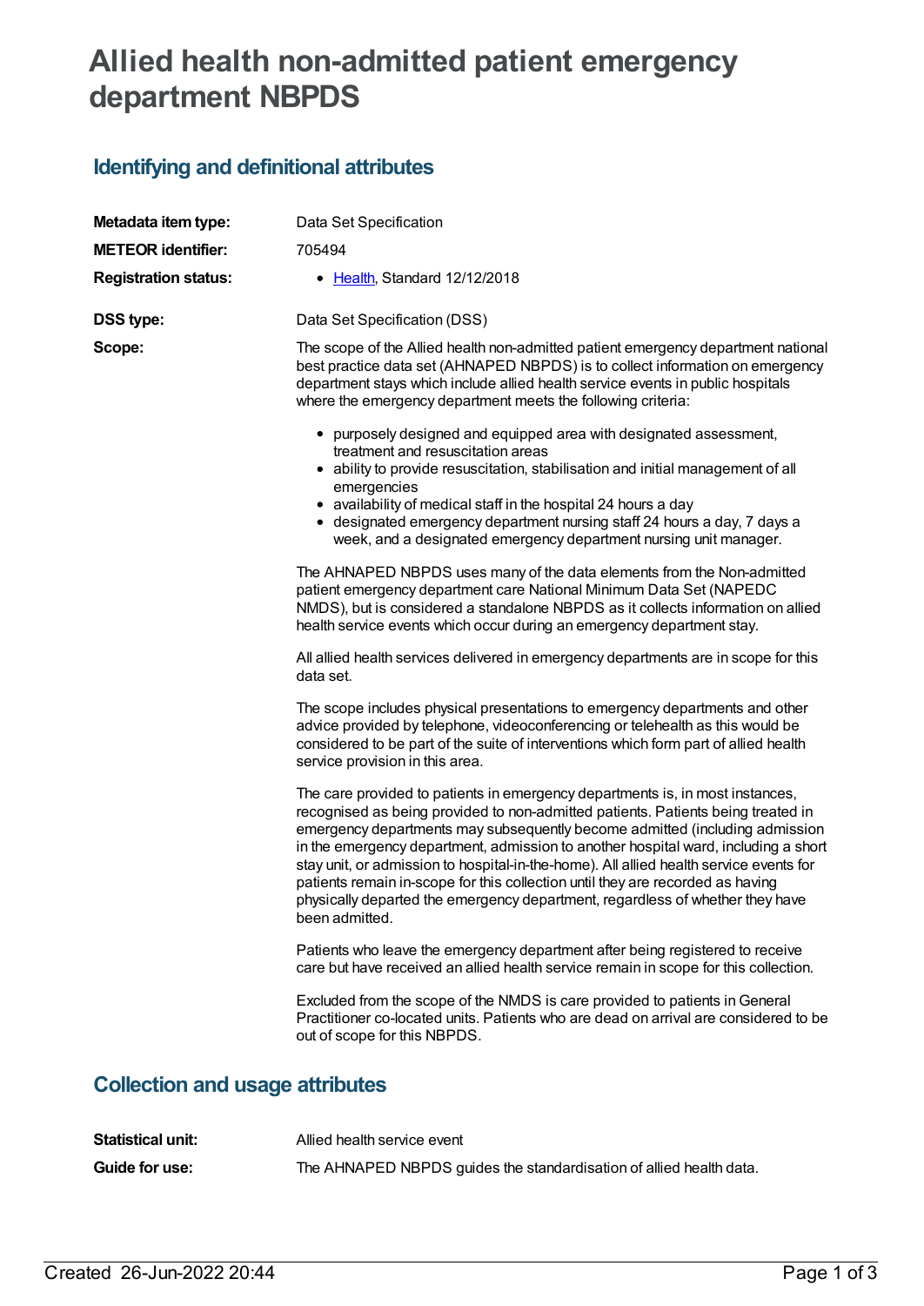# Allied health non-admitted patient emergency department NBPDS

## Identifying and definitional attributes

**Metadata item type:** Data Set Specification

**METEOR identifier:** 705494

**Registration status:**

- Health, Standard 12/12/2018

**DSS type:** Data Set Specification (DSS)

**Scope:** The scope of the Allied health non-admitted patient emergency department national best practice data set (AHNAPED NBPDS) is to collect information on emergency department stays which include allied health service events in public hospitals where the emergency department meets the following criteria:

- purposely designed and equipped area with designated assessment, treatment and resuscitation areas
- ability to provide resuscitation, stabilisation and initial management of all emergencies
- availability of medical staff in the hospital 24 hours a day
- designated emergency department nursing staff 24 hours a day, 7 days a week, and a designated emergency department nursing unit manager.

The AHNAPED NBPDS uses many of the data elements from the Non-admitted patient emergency department care National Minimum Data Set (NAPEDC NMDS), but is considered a standalone NBPDS as it collects information on allied health service events which occur during an emergency department stay.

All allied health services delivered in emergency departments are in scope for this data set.

The scope includes physical presentations to emergency departments and other advice provided by telephone, videoconferencing or telehealth as this would be considered to be part of the suite of interventions which form part of allied health service provision in this area.

The care provided to patients in emergency departments is, in most instances, recognised as being provided to non-admitted patients. Patients being treated in emergency departments may subsequently become admitted (including admission in the emergency department, admission to another hospital ward, including a short stay unit, or admission to hospital-in-the-home). All allied health service events for patients remain in-scope for this collection until they are recorded as having physically departed the emergency department, regardless of whether they have been admitted.

Patients who leave the emergency department after being registered to receive care but have received an allied health service remain in scope for this collection.

Excluded from the scope of the NMDS is care provided to patients in General Practitioner co-located units. Patients who are dead on arrival are considered to be out of scope for this NBPDS.

## Collection and usage attributes

**Statistical unit:** Allied health service event

**Guide for use:** The AHNAPED NBPDS guides the standardisation of allied health data.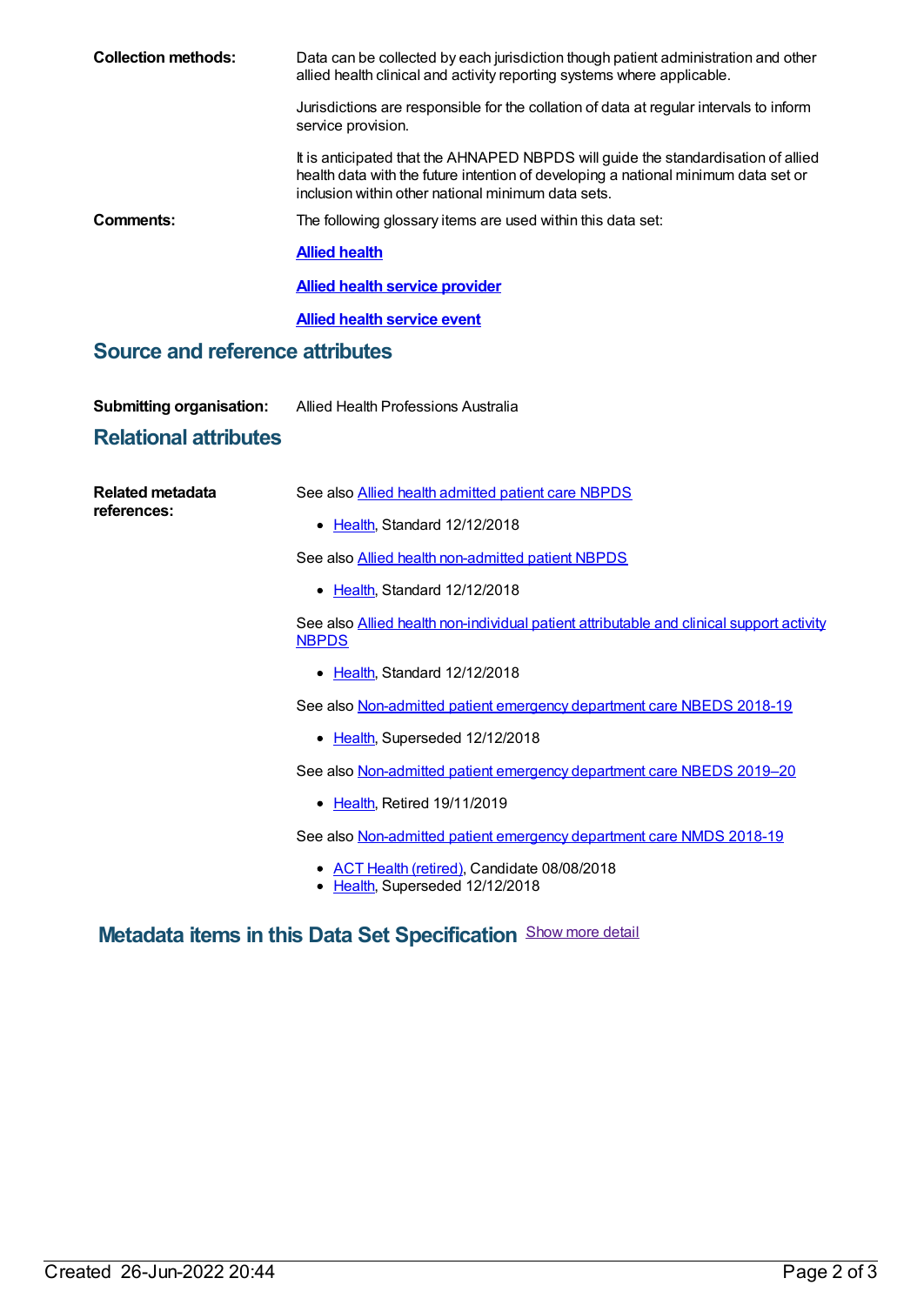**Collection methods:** Data can be collected by each jurisdiction though patient administration and other allied health clinical and activity reporting systems where applicable.

Jurisdictions are responsible for the collation of data at regular intervals to inform service provision.

It is anticipated that the AHNAPED NBPDS will guide the standardisation of allied health data with the future intention of developing a national minimum data set or inclusion within other national minimum data sets.

**Comments:** The following glossary items are used within this data set:

**Allied health**

**Allied health service provider**

**Allied health service event**

## Source and reference attributes

**Submitting organisation:** Allied Health Professions Australia

## Relational attributes

**Related metadata references:**

See also Allied health admitted patient care NBPDS

- Health, Standard 12/12/2018

See also Allied health non-admitted patient NBPDS

- Health, Standard 12/12/2018

See also Allied health non-individual patient attributable and clinical support activity NBPDS

- Health, Standard 12/12/2018

See also Non-admitted patient emergency department care NBEDS 2018-19

- Health, Superseded 12/12/2018

See also Non-admitted patient emergency department care NBEDS 2019–20

- Health, Retired 19/11/2019

See also Non-admitted patient emergency department care NMDS 2018-19

- ACT Health (retired), Candidate 08/08/2018
- Health, Superseded 12/12/2018

## Metadata items in this Data Set Specification

Show more detail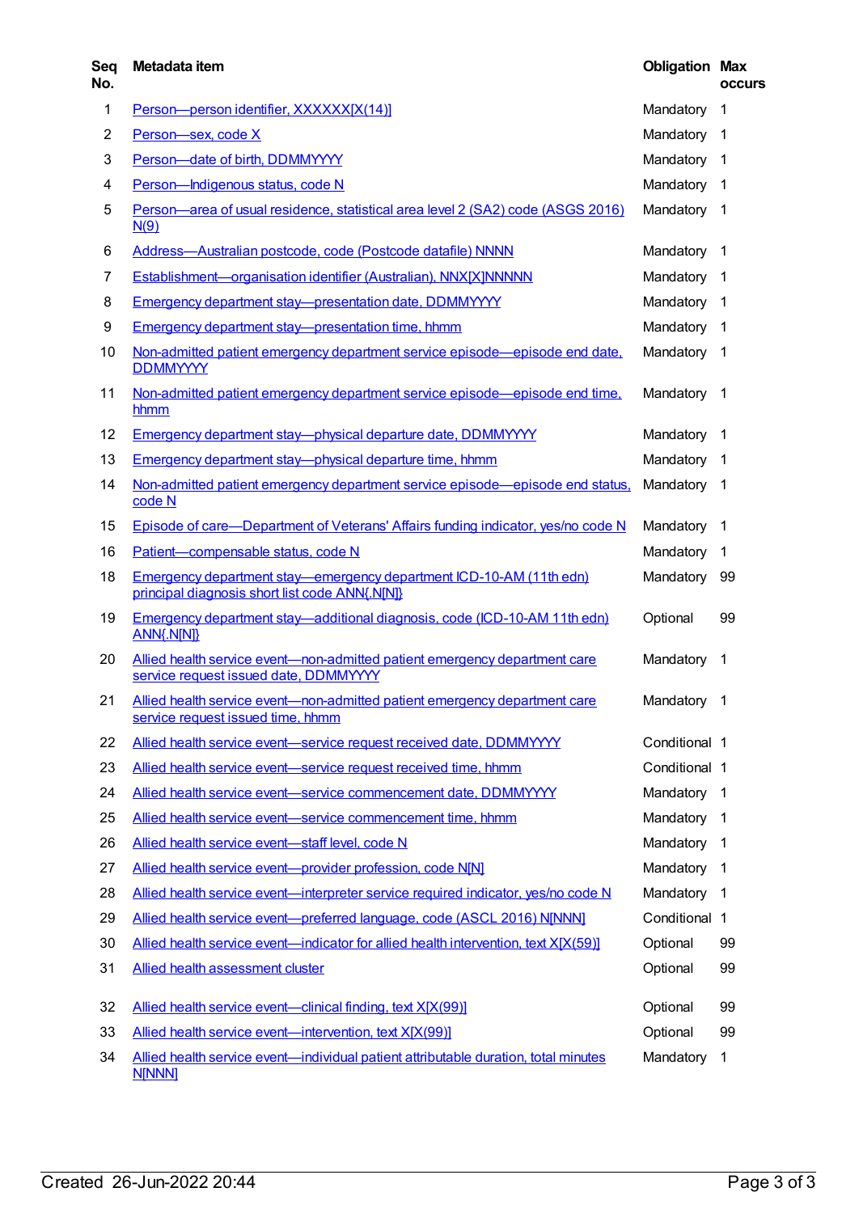| Seq No. | Metadata item | Obligation | Max occurs |
|---|---|---|---|
| 1 | Person—person identifier, XXXXXX[X(14)] | Mandatory | 1 |
| 2 | Person—sex, code X | Mandatory | 1 |
| 3 | Person—date of birth, DDMMYYYY | Mandatory | 1 |
| 4 | Person—Indigenous status, code N | Mandatory | 1 |
| 5 | Person—area of usual residence, statistical area level 2 (SA2) code (ASGS 2016) N(9) | Mandatory | 1 |
| 6 | Address—Australian postcode, code (Postcode datafile) NNNN | Mandatory | 1 |
| 7 | Establishment—organisation identifier (Australian), NNX[X]NNNNN | Mandatory | 1 |
| 8 | Emergency department stay—presentation date, DDMMYYYY | Mandatory | 1 |
| 9 | Emergency department stay—presentation time, hhmm | Mandatory | 1 |
| 10 | Non-admitted patient emergency department service episode—episode end date, DDMMYYYY | Mandatory | 1 |
| 11 | Non-admitted patient emergency department service episode—episode end time, hhmm | Mandatory | 1 |
| 12 | Emergency department stay—physical departure date, DDMMYYYY | Mandatory | 1 |
| 13 | Emergency department stay—physical departure time, hhmm | Mandatory | 1 |
| 14 | Non-admitted patient emergency department service episode—episode end status, code N | Mandatory | 1 |
| 15 | Episode of care—Department of Veterans' Affairs funding indicator, yes/no code N | Mandatory | 1 |
| 16 | Patient—compensable status, code N | Mandatory | 1 |
| 18 | Emergency department stay—emergency department ICD-10-AM (11th edn) principal diagnosis short list code ANN{.N[N]} | Mandatory | 99 |
| 19 | Emergency department stay—additional diagnosis, code (ICD-10-AM 11th edn) ANN{.N[N]} | Optional | 99 |
| 20 | Allied health service event—non-admitted patient emergency department care service request issued date, DDMMYYYY | Mandatory | 1 |
| 21 | Allied health service event—non-admitted patient emergency department care service request issued time, hhmm | Mandatory | 1 |
| 22 | Allied health service event—service request received date, DDMMYYYY | Conditional | 1 |
| 23 | Allied health service event—service request received time, hhmm | Conditional | 1 |
| 24 | Allied health service event—service commencement date, DDMMYYYY | Mandatory | 1 |
| 25 | Allied health service event—service commencement time, hhmm | Mandatory | 1 |
| 26 | Allied health service event—staff level, code N | Mandatory | 1 |
| 27 | Allied health service event—provider profession, code N[N] | Mandatory | 1 |
| 28 | Allied health service event—interpreter service required indicator, yes/no code N | Mandatory | 1 |
| 29 | Allied health service event—preferred language, code (ASCL 2016) N[NNN] | Conditional | 1 |
| 30 | Allied health service event—indicator for allied health intervention, text X[X(59)] | Optional | 99 |
| 31 | Allied health assessment cluster | Optional | 99 |
| 32 | Allied health service event—clinical finding, text X[X(99)] | Optional | 99 |
| 33 | Allied health service event—intervention, text X[X(99)] | Optional | 99 |
| 34 | Allied health service event—individual patient attributable duration, total minutes N[NNN] | Mandatory | 1 |

Created 26-Jun-2022 20:44